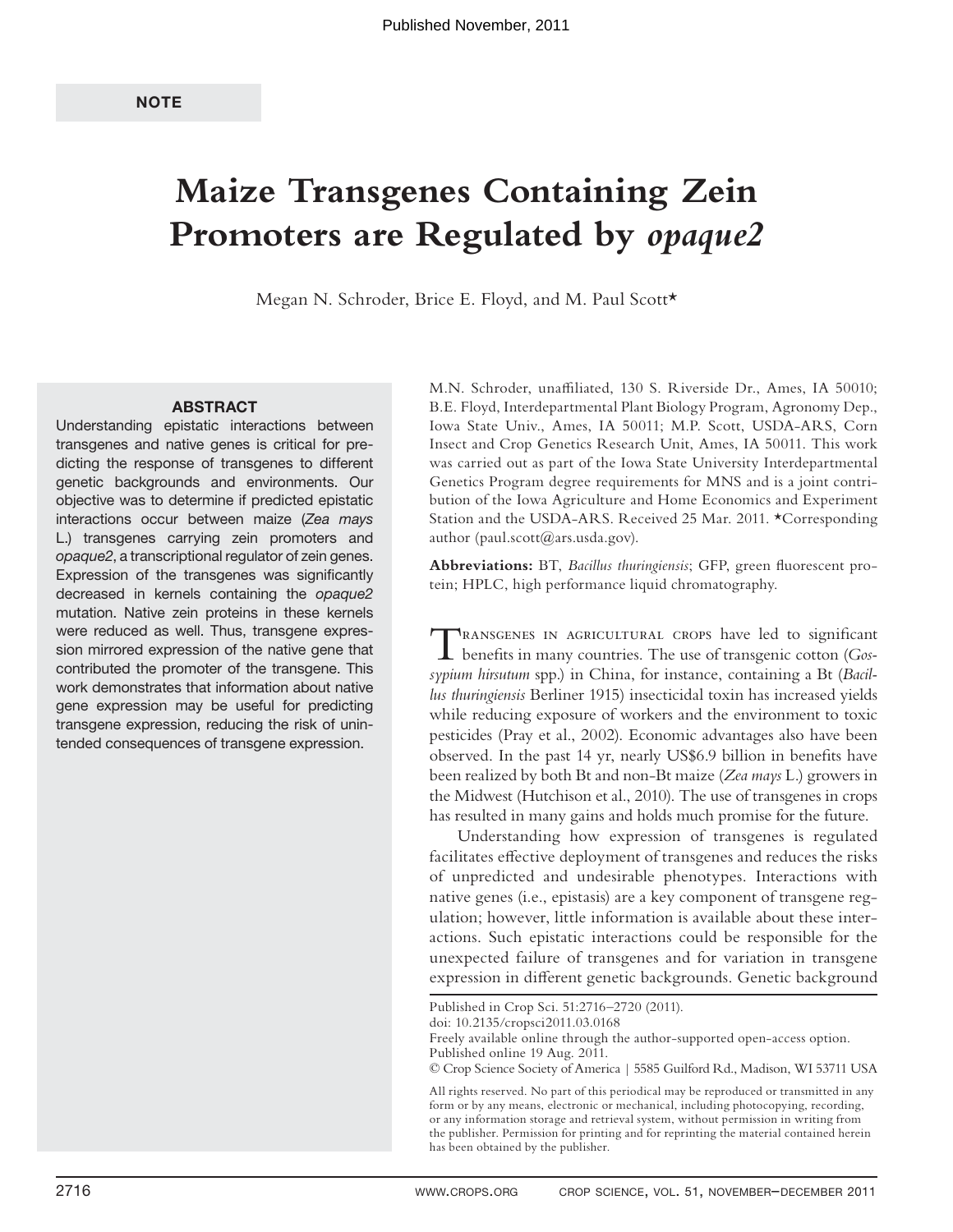NOTE

# Maize Transgenes Containing Zein Promoters are Regulated by *opaque2*

Megan N. Schroder, Brice E. Floyd, and M. Paul Scott*

## ABSTRACT

Understanding epistatic interactions between transgenes and native genes is critical for predicting the response of transgenes to different genetic backgrounds and environments. Our objective was to determine if predicted epistatic interactions occur between maize (*Zea mays* L.) transgenes carrying zein promoters and *opaque2*, a transcriptional regulator of zein genes. Expression of the transgenes was significantly decreased in kernels containing the *opaque2* mutation. Native zein proteins in these kernels were reduced as well. Thus, transgene expression mirrored expression of the native gene that contributed the promoter of the transgene. This work demonstrates that information about native gene expression may be useful for predicting transgene expression, reducing the risk of unintended consequences of transgene expression.

M.N. Schroder, unaffiliated, 130 S. Riverside Dr., Ames, IA 50010; B.E. Floyd, Interdepartmental Plant Biology Program, Agronomy Dep., Iowa State Univ., Ames, IA 50011; M.P. Scott, USDA-ARS, Corn Insect and Crop Genetics Research Unit, Ames, IA 50011. This work was carried out as part of the Iowa State University Interdepartmental Genetics Program degree requirements for MNS and is a joint contribution of the Iowa Agriculture and Home Economics and Experiment Station and the USDA-ARS. Received 25 Mar. 2011. *Corresponding author (paul.scott@ars.usda.gov).

**Abbreviations:** BT, *Bacillus thuringiensis*; GFP, green fluorescent protein; HPLC, high performance liquid chromatography.

Transgenes in agricultural crops have led to significant benefits in many countries. The use of transgenic cotton (*Gossypium hirsutum* spp.) in China, for instance, containing a Bt (*Bacillus thuringiensis* Berliner 1915) insecticidal toxin has increased yields while reducing exposure of workers and the environment to toxic pesticides (Pray et al., 2002). Economic advantages also have been observed. In the past 14 yr, nearly US$6.9 billion in benefits have been realized by both Bt and non-Bt maize (*Zea mays* L.) growers in the Midwest (Hutchison et al., 2010). The use of transgenes in crops has resulted in many gains and holds much promise for the future.

Understanding how expression of transgenes is regulated facilitates effective deployment of transgenes and reduces the risks of unpredicted and undesirable phenotypes. Interactions with native genes (i.e., epistasis) are a key component of transgene regulation; however, little information is available about these interactions. Such epistatic interactions could be responsible for the unexpected failure of transgenes and for variation in transgene expression in different genetic backgrounds. Genetic background

Published in Crop Sci. 51:2716–2720 (2011).
doi: 10.2135/cropsci2011.03.0168
Freely available online through the author-supported open-access option.
Published online 19 Aug. 2011.
© Crop Science Society of America | 5585 Guilford Rd., Madison, WI 53711 USA

All rights reserved. No part of this periodical may be reproduced or transmitted in any form or by any means, electronic or mechanical, including photocopying, recording, or any information storage and retrieval system, without permission in writing from the publisher. Permission for printing and for reprinting the material contained herein has been obtained by the publisher.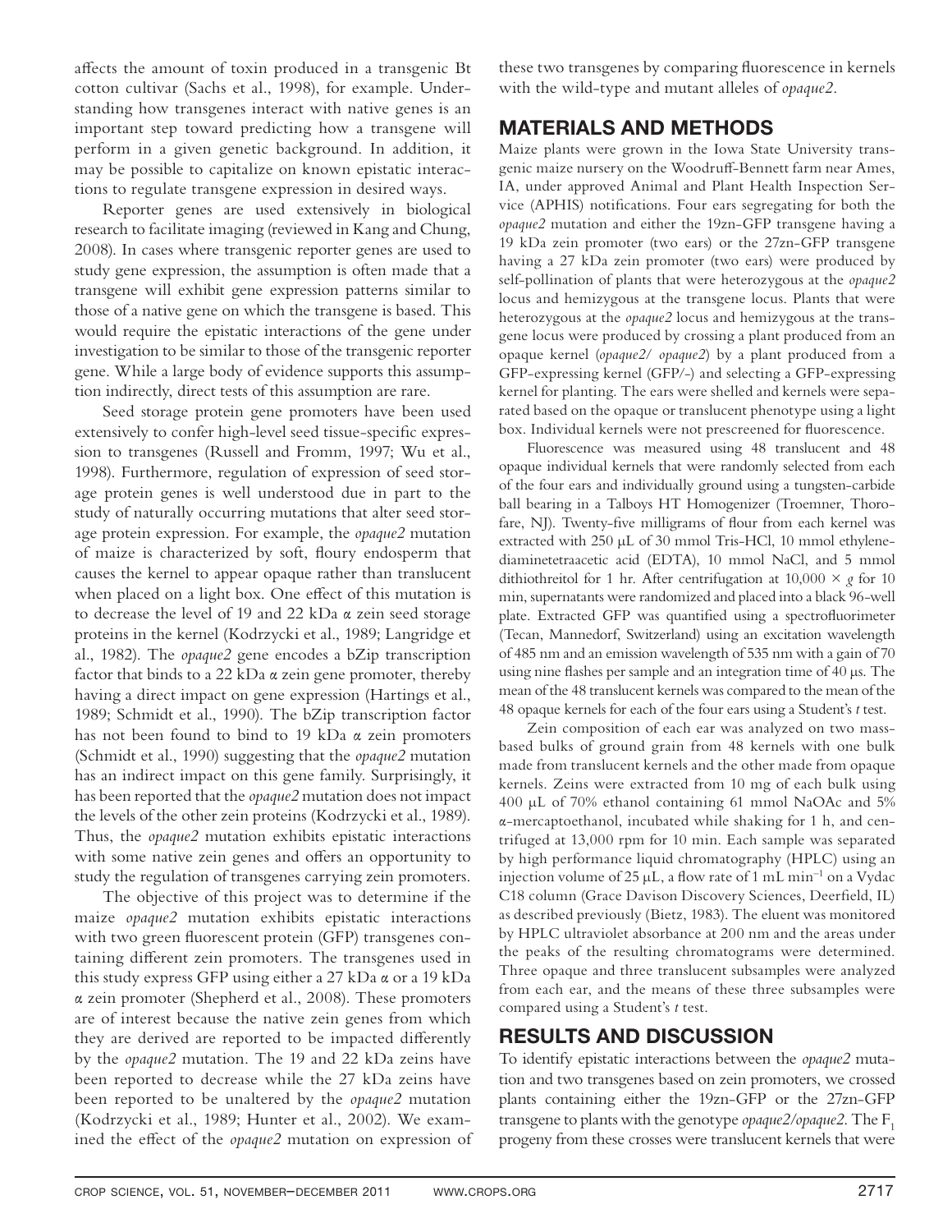affects the amount of toxin produced in a transgenic Bt cotton cultivar (Sachs et al., 1998), for example. Understanding how transgenes interact with native genes is an important step toward predicting how a transgene will perform in a given genetic background. In addition, it may be possible to capitalize on known epistatic interactions to regulate transgene expression in desired ways.

Reporter genes are used extensively in biological research to facilitate imaging (reviewed in Kang and Chung, 2008). In cases where transgenic reporter genes are used to study gene expression, the assumption is often made that a transgene will exhibit gene expression patterns similar to those of a native gene on which the transgene is based. This would require the epistatic interactions of the gene under investigation to be similar to those of the transgenic reporter gene. While a large body of evidence supports this assumption indirectly, direct tests of this assumption are rare.

Seed storage protein gene promoters have been used extensively to confer high-level seed tissue-specific expression to transgenes (Russell and Fromm, 1997; Wu et al., 1998). Furthermore, regulation of expression of seed storage protein genes is well understood due in part to the study of naturally occurring mutations that alter seed storage protein expression. For example, the *opaque2* mutation of maize is characterized by soft, floury endosperm that causes the kernel to appear opaque rather than translucent when placed on a light box. One effect of this mutation is to decrease the level of 19 and 22 kDa α zein seed storage proteins in the kernel (Kodrzycki et al., 1989; Langridge et al., 1982). The *opaque2* gene encodes a bZip transcription factor that binds to a 22 kDa α zein gene promoter, thereby having a direct impact on gene expression (Hartings et al., 1989; Schmidt et al., 1990). The bZip transcription factor has not been found to bind to 19 kDa α zein promoters (Schmidt et al., 1990) suggesting that the *opaque2* mutation has an indirect impact on this gene family. Surprisingly, it has been reported that the *opaque2* mutation does not impact the levels of the other zein proteins (Kodrzycki et al., 1989). Thus, the *opaque2* mutation exhibits epistatic interactions with some native zein genes and offers an opportunity to study the regulation of transgenes carrying zein promoters.

The objective of this project was to determine if the maize *opaque2* mutation exhibits epistatic interactions with two green fluorescent protein (GFP) transgenes containing different zein promoters. The transgenes used in this study express GFP using either a 27 kDa α or a 19 kDa α zein promoter (Shepherd et al., 2008). These promoters are of interest because the native zein genes from which they are derived are reported to be impacted differently by the *opaque2* mutation. The 19 and 22 kDa zeins have been reported to decrease while the 27 kDa zeins have been reported to be unaltered by the *opaque2* mutation (Kodrzycki et al., 1989; Hunter et al., 2002). We examined the effect of the *opaque2* mutation on expression of these two transgenes by comparing fluorescence in kernels with the wild-type and mutant alleles of *opaque2*.

## MATERIALS AND METHODS

Maize plants were grown in the Iowa State University transgenic maize nursery on the Woodruff-Bennett farm near Ames, IA, under approved Animal and Plant Health Inspection Service (APHIS) notifications. Four ears segregating for both the *opaque2* mutation and either the 19zn-GFP transgene having a 19 kDa zein promoter (two ears) or the 27zn-GFP transgene having a 27 kDa zein promoter (two ears) were produced by self-pollination of plants that were heterozygous at the *opaque2* locus and hemizygous at the transgene locus. Plants that were heterozygous at the *opaque2* locus and hemizygous at the transgene locus were produced by crossing a plant produced from an opaque kernel (*opaque2/ opaque2*) by a plant produced from a GFP-expressing kernel (GFP/-) and selecting a GFP-expressing kernel for planting. The ears were shelled and kernels were separated based on the opaque or translucent phenotype using a light box. Individual kernels were not prescreened for fluorescence.

Fluorescence was measured using 48 translucent and 48 opaque individual kernels that were randomly selected from each of the four ears and individually ground using a tungsten-carbide ball bearing in a Talboys HT Homogenizer (Troemner, Thorofare, NJ). Twenty-five milligrams of flour from each kernel was extracted with 250 μL of 30 mmol Tris-HCl, 10 mmol ethylenediaminetetraacetic acid (EDTA), 10 mmol NaCl, and 5 mmol dithiothreitol for 1 hr. After centrifugation at $10{,}000 \times g$ for 10 min, supernatants were randomized and placed into a black 96-well plate. Extracted GFP was quantified using a spectrofluorimeter (Tecan, Mannedorf, Switzerland) using an excitation wavelength of 485 nm and an emission wavelength of 535 nm with a gain of 70 using nine flashes per sample and an integration time of 40 μs. The mean of the 48 translucent kernels was compared to the mean of the 48 opaque kernels for each of the four ears using a Student's *t* test.

Zein composition of each ear was analyzed on two mass-based bulks of ground grain from 48 kernels with one bulk made from translucent kernels and the other made from opaque kernels. Zeins were extracted from 10 mg of each bulk using 400 μL of 70% ethanol containing 61 mmol NaOAc and 5% α-mercaptoethanol, incubated while shaking for 1 h, and centrifuged at 13,000 rpm for 10 min. Each sample was separated by high performance liquid chromatography (HPLC) using an injection volume of 25 μL, a flow rate of 1 mL min$^{-1}$ on a Vydac C18 column (Grace Davison Discovery Sciences, Deerfield, IL) as described previously (Bietz, 1983). The eluent was monitored by HPLC ultraviolet absorbance at 200 nm and the areas under the peaks of the resulting chromatograms were determined. Three opaque and three translucent subsamples were analyzed from each ear, and the means of these three subsamples were compared using a Student's *t* test.

## RESULTS AND DISCUSSION

To identify epistatic interactions between the *opaque2* mutation and two transgenes based on zein promoters, we crossed plants containing either the 19zn-GFP or the 27zn-GFP transgene to plants with the genotype *opaque2/opaque2*. The $F_1$ progeny from these crosses were translucent kernels that were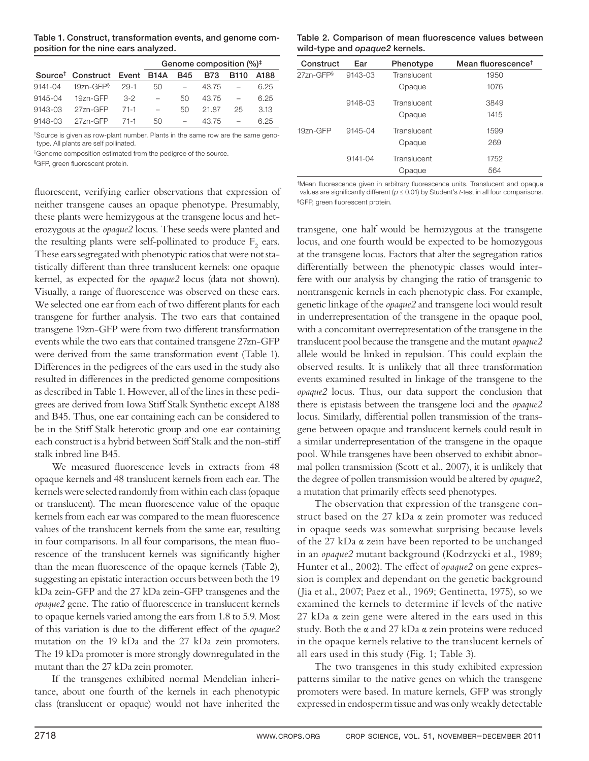Table 1. Construct, transformation events, and genome composition for the nine ears analyzed.

| | | | Genome composition (%)[‡] | | | | |
|---|---|---|---|---|---|---|---|
| Source[†] | Construct | Event | B14A | B45 | B73 | B110 | A188 |
| 9141-04 | 19zn-GFP[§] | 29-1 | 50 | – | 43.75 | – | 6.25 |
| 9145-04 | 19zn-GFP | 3-2 | – | 50 | 43.75 | – | 6.25 |
| 9143-03 | 27zn-GFP | 71-1 | – | 50 | 21.87 | 25 | 3.13 |
| 9148-03 | 27zn-GFP | 71-1 | 50 | – | 43.75 | – | 6.25 |

[†]Source is given as row-plant number. Plants in the same row are the same genotype. All plants are self pollinated.

[‡]Genome composition estimated from the pedigree of the source.

[§]GFP, green fluorescent protein.

fluorescent, verifying earlier observations that expression of neither transgene causes an opaque phenotype. Presumably, these plants were hemizygous at the transgene locus and heterozygous at the *opaque2* locus. These seeds were planted and the resulting plants were self-pollinated to produce $F_2$ ears. These ears segregated with phenotypic ratios that were not statistically different than three translucent kernels: one opaque kernel, as expected for the *opaque2* locus (data not shown). Visually, a range of fluorescence was observed on these ears. We selected one ear from each of two different plants for each transgene for further analysis. The two ears that contained transgene 19zn-GFP were from two different transformation events while the two ears that contained transgene 27zn-GFP were derived from the same transformation event (Table 1). Differences in the pedigrees of the ears used in the study also resulted in differences in the predicted genome compositions as described in Table 1. However, all of the lines in these pedigrees are derived from Iowa Stiff Stalk Synthetic except A188 and B45. Thus, one ear containing each can be considered to be in the Stiff Stalk heterotic group and one ear containing each construct is a hybrid between Stiff Stalk and the non-stiff stalk inbred line B45.

We measured fluorescence levels in extracts from 48 opaque kernels and 48 translucent kernels from each ear. The kernels were selected randomly from within each class (opaque or translucent). The mean fluorescence value of the opaque kernels from each ear was compared to the mean fluorescence values of the translucent kernels from the same ear, resulting in four comparisons. In all four comparisons, the mean fluorescence of the translucent kernels was significantly higher than the mean fluorescence of the opaque kernels (Table 2), suggesting an epistatic interaction occurs between both the 19 kDa zein-GFP and the 27 kDa zein-GFP transgenes and the *opaque2* gene. The ratio of fluorescence in translucent kernels to opaque kernels varied among the ears from 1.8 to 5.9. Most of this variation is due to the different effect of the *opaque2* mutation on the 19 kDa and the 27 kDa zein promoters. The 19 kDa promoter is more strongly downregulated in the mutant than the 27 kDa zein promoter.

If the transgenes exhibited normal Mendelian inheritance, about one fourth of the kernels in each phenotypic class (translucent or opaque) would not have inherited the transgene, one half would be hemizygous at the transgene locus, and one fourth would be expected to be homozygous at the transgene locus. Factors that alter the segregation ratios differentially between the phenotypic classes would interfere with our analysis by changing the ratio of transgenic to nontransgenic kernels in each phenotypic class. For example, genetic linkage of the *opaque2* and transgene loci would result in underrepresentation of the transgene in the opaque pool, with a concomitant overrepresentation of the transgene in the translucent pool because the transgene and the mutant *opaque2* allele would be linked in repulsion. This could explain the observed results. It is unlikely that all three transformation events examined resulted in linkage of the transgene to the *opaque2* locus. Thus, our data support the conclusion that there is epistasis between the transgene loci and the *opaque2* locus. Similarly, differential pollen transmission of the transgene between opaque and translucent kernels could result in a similar underrepresentation of the transgene in the opaque pool. While transgenes have been observed to exhibit abnormal pollen transmission (Scott et al., 2007), it is unlikely that the degree of pollen transmission would be altered by *opaque2*, a mutation that primarily effects seed phenotypes.

The observation that expression of the transgene construct based on the 27 kDa α zein promoter was reduced in opaque seeds was somewhat surprising because levels of the 27 kDa α zein have been reported to be unchanged in an *opaque2* mutant background (Kodrzycki et al., 1989; Hunter et al., 2002). The effect of *opaque2* on gene expression is complex and dependant on the genetic background (Jia et al., 2007; Paez et al., 1969; Gentinetta, 1975), so we examined the kernels to determine if levels of the native 27 kDa α zein gene were altered in the ears used in this study. Both the α and 27 kDa α zein proteins were reduced in the opaque kernels relative to the translucent kernels of all ears used in this study (Fig. 1; Table 3).

The two transgenes in this study exhibited expression patterns similar to the native genes on which the transgene promoters were based. In mature kernels, GFP was strongly expressed in endosperm tissue and was only weakly detectable

Table 2. Comparison of mean fluorescence values between wild-type and *opaque2* kernels.

| Construct | Ear | Phenotype | Mean fluorescence[†] |
|---|---|---|---|
| 27zn-GFP[§] | 9143-03 | Translucent | 1950 |
| | | Opaque | 1076 |
| | 9148-03 | Translucent | 3849 |
| | | Opaque | 1415 |
| 19zn-GFP | 9145-04 | Translucent | 1599 |
| | | Opaque | 269 |
| | 9141-04 | Translucent | 1752 |
| | | Opaque | 564 |

[†]Mean fluorescence given in arbitrary fluorescence units. Translucent and opaque values are significantly different ($p \leq 0.01$) by Student's *t*-test in all four comparisons.

[§]GFP, green fluorescent protein.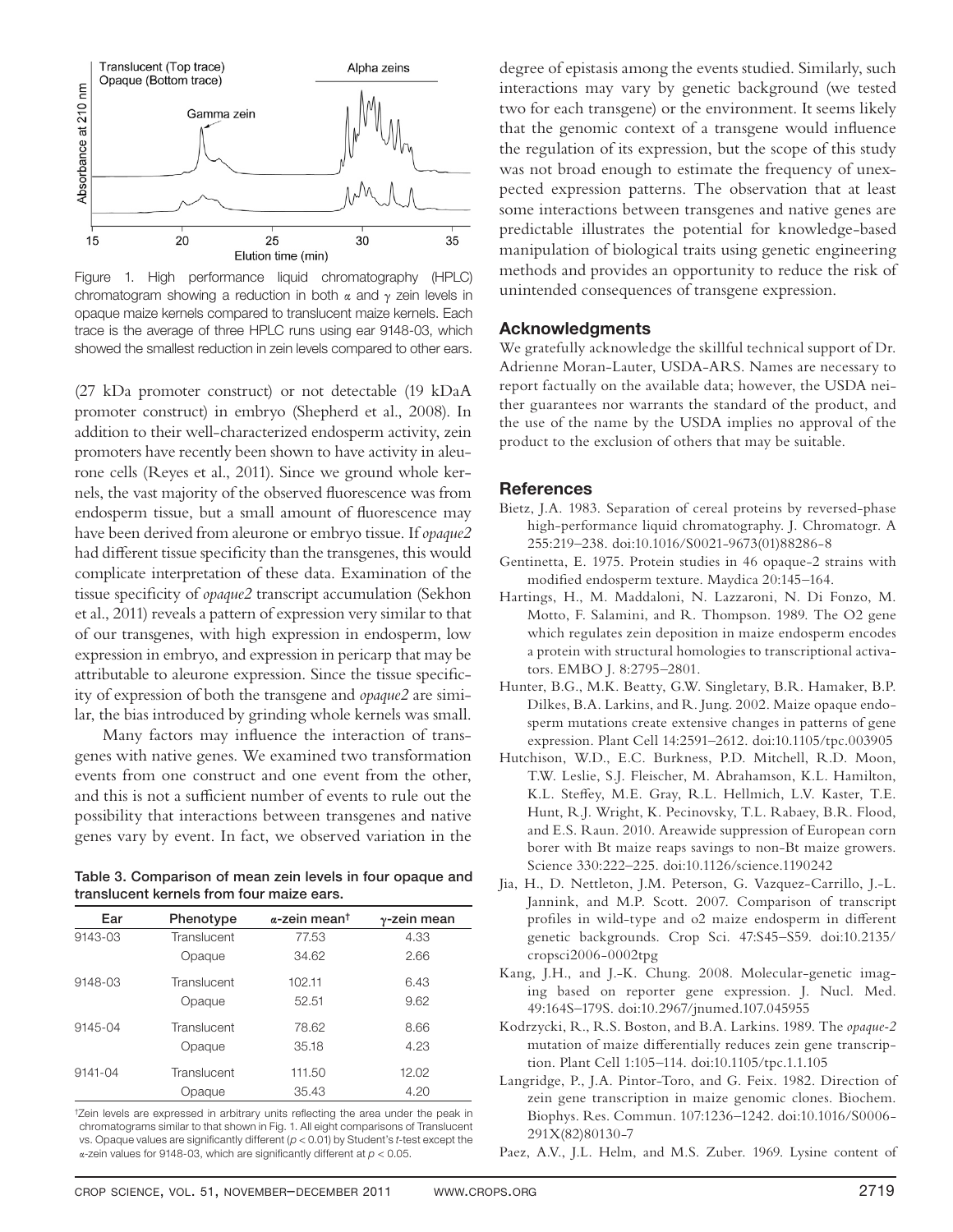Figure 1. High performance liquid chromatography (HPLC) chromatogram showing a reduction in both $\alpha$ and $\gamma$ zein levels in opaque maize kernels compared to translucent maize kernels. Each trace is the average of three HPLC runs using ear 9148-03, which showed the smallest reduction in zein levels compared to other ears.

(27 kDa promoter construct) or not detectable (19 kDaA promoter construct) in embryo (Shepherd et al., 2008). In addition to their well-characterized endosperm activity, zein promoters have recently been shown to have activity in aleurone cells (Reyes et al., 2011). Since we ground whole kernels, the vast majority of the observed fluorescence was from endosperm tissue, but a small amount of fluorescence may have been derived from aleurone or embryo tissue. If *opaque2* had different tissue specificity than the transgenes, this would complicate interpretation of these data. Examination of the tissue specificity of *opaque2* transcript accumulation (Sekhon et al., 2011) reveals a pattern of expression very similar to that of our transgenes, with high expression in endosperm, low expression in embryo, and expression in pericarp that may be attributable to aleurone expression. Since the tissue specificity of expression of both the transgene and *opaque2* are similar, the bias introduced by grinding whole kernels was small.

Many factors may influence the interaction of transgenes with native genes. We examined two transformation events from one construct and one event from the other, and this is not a sufficient number of events to rule out the possibility that interactions between transgenes and native genes vary by event. In fact, we observed variation in the degree of epistasis among the events studied. Similarly, such interactions may vary by genetic background (we tested two for each transgene) or the environment. It seems likely that the genomic context of a transgene would influence the regulation of its expression, but the scope of this study was not broad enough to estimate the frequency of unexpected expression patterns. The observation that at least some interactions between transgenes and native genes are predictable illustrates the potential for knowledge-based manipulation of biological traits using genetic engineering methods and provides an opportunity to reduce the risk of unintended consequences of transgene expression.

**Table 3. Comparison of mean zein levels in four opaque and translucent kernels from four maize ears.**

| Ear | Phenotype | $\alpha$-zein mean[†] | $\gamma$-zein mean |
|---|---|---|---|
| 9143-03 | Translucent | 77.53 | 4.33 |
| | Opaque | 34.62 | 2.66 |
| 9148-03 | Translucent | 102.11 | 6.43 |
| | Opaque | 52.51 | 9.62 |
| 9145-04 | Translucent | 78.62 | 8.66 |
| | Opaque | 35.18 | 4.23 |
| 9141-04 | Translucent | 111.50 | 12.02 |
| | Opaque | 35.43 | 4.20 |

[†]Zein levels are expressed in arbitrary units reflecting the area under the peak in chromatograms similar to that shown in Fig. 1. All eight comparisons of Translucent vs. Opaque values are significantly different ($p < 0.01$) by Student's *t*-test except the $\alpha$-zein values for 9148-03, which are significantly different at $p < 0.05$.

## Acknowledgments

We gratefully acknowledge the skillful technical support of Dr. Adrienne Moran-Lauter, USDA-ARS. Names are necessary to report factually on the available data; however, the USDA neither guarantees nor warrants the standard of the product, and the use of the name by the USDA implies no approval of the product to the exclusion of others that may be suitable.

## References

Bietz, J.A. 1983. Separation of cereal proteins by reversed-phase high-performance liquid chromatography. J. Chromatogr. A 255:219–238. doi:10.1016/S0021-9673(01)88286-8

Gentinetta, E. 1975. Protein studies in 46 opaque-2 strains with modified endosperm texture. Maydica 20:145–164.

Hartings, H., M. Maddaloni, N. Lazzaroni, N. Di Fonzo, M. Motto, F. Salamini, and R. Thompson. 1989. The O2 gene which regulates zein deposition in maize endosperm encodes a protein with structural homologies to transcriptional activators. EMBO J. 8:2795–2801.

Hunter, B.G., M.K. Beatty, G.W. Singletary, B.R. Hamaker, B.P. Dilkes, B.A. Larkins, and R. Jung. 2002. Maize opaque endosperm mutations create extensive changes in patterns of gene expression. Plant Cell 14:2591–2612. doi:10.1105/tpc.003905

Hutchison, W.D., E.C. Burkness, P.D. Mitchell, R.D. Moon, T.W. Leslie, S.J. Fleischer, M. Abrahamson, K.L. Hamilton, K.L. Steffey, M.E. Gray, R.L. Hellmich, L.V. Kaster, T.E. Hunt, R.J. Wright, K. Pecinovsky, T.L. Rabaey, B.R. Flood, and E.S. Raun. 2010. Areawide suppression of European corn borer with Bt maize reaps savings to non-Bt maize growers. Science 330:222–225. doi:10.1126/science.1190242

Jia, H., D. Nettleton, J.M. Peterson, G. Vazquez-Carrillo, J.-L. Jannink, and M.P. Scott. 2007. Comparison of transcript profiles in wild-type and o2 maize endosperm in different genetic backgrounds. Crop Sci. 47:S45–S59. doi:10.2135/cropsci2006-0002tpg

Kang, J.H., and J.-K. Chung. 2008. Molecular-genetic imaging based on reporter gene expression. J. Nucl. Med. 49:164S–179S. doi:10.2967/jnumed.107.045955

Kodrzycki, R., R.S. Boston, and B.A. Larkins. 1989. The *opaque-2* mutation of maize differentially reduces zein gene transcription. Plant Cell 1:105–114. doi:10.1105/tpc.1.1.105

Langridge, P., J.A. Pintor-Toro, and G. Feix. 1982. Direction of zein gene transcription in maize genomic clones. Biochem. Biophys. Res. Commun. 107:1236–1242. doi:10.1016/S0006-291X(82)80130-7

Paez, A.V., J.L. Helm, and M.S. Zuber. 1969. Lysine content of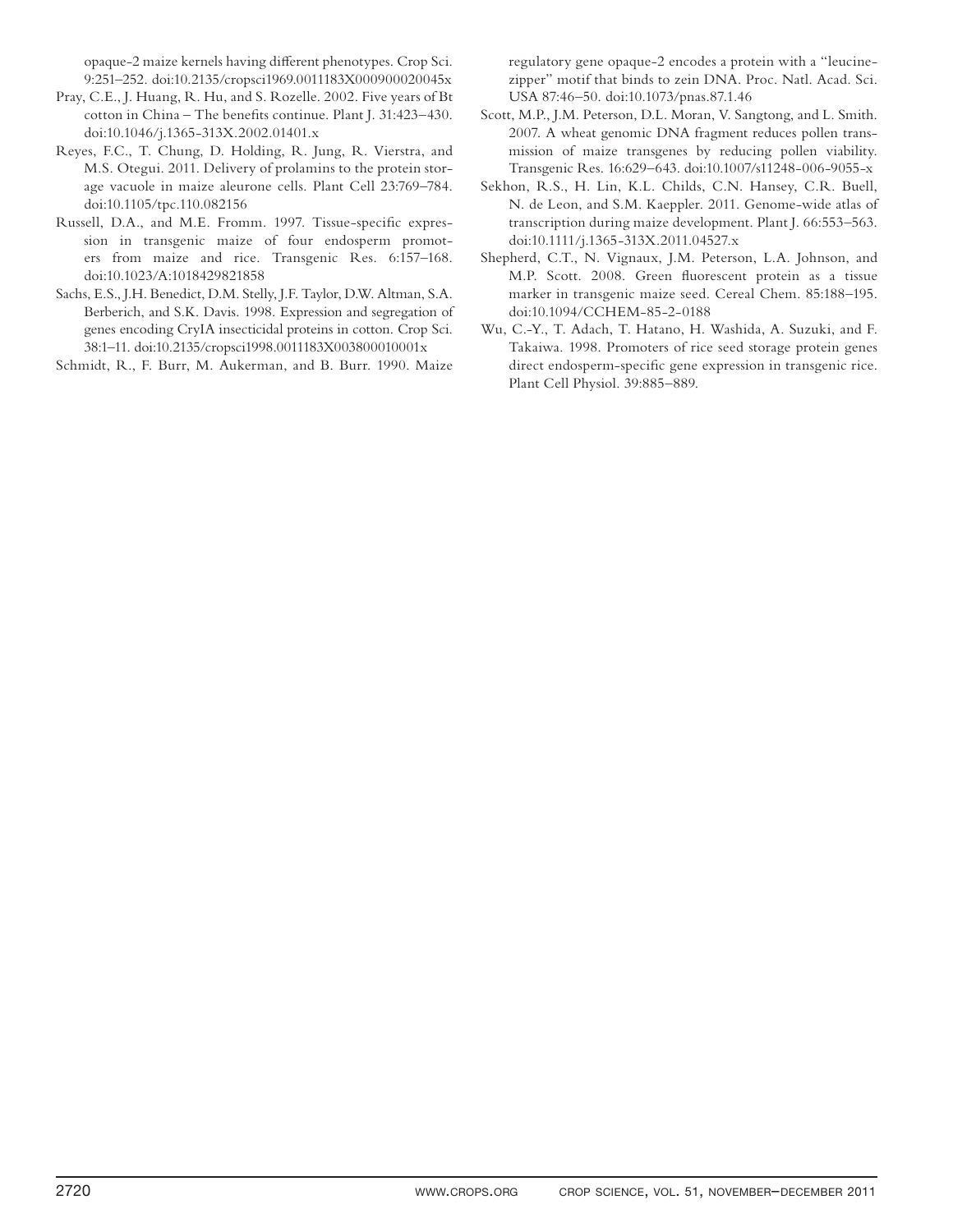opaque-2 maize kernels having different phenotypes. Crop Sci. 9:251–252. doi:10.2135/cropsci1969.0011183X000900020045x

Pray, C.E., J. Huang, R. Hu, and S. Rozelle. 2002. Five years of Bt cotton in China – The benefits continue. Plant J. 31:423–430. doi:10.1046/j.1365-313X.2002.01401.x

Reyes, F.C., T. Chung, D. Holding, R. Jung, R. Vierstra, and M.S. Otegui. 2011. Delivery of prolamins to the protein storage vacuole in maize aleurone cells. Plant Cell 23:769–784. doi:10.1105/tpc.110.082156

Russell, D.A., and M.E. Fromm. 1997. Tissue-specific expression in transgenic maize of four endosperm promoters from maize and rice. Transgenic Res. 6:157–168. doi:10.1023/A:1018429821858

Sachs, E.S., J.H. Benedict, D.M. Stelly, J.F. Taylor, D.W. Altman, S.A. Berberich, and S.K. Davis. 1998. Expression and segregation of genes encoding CryIA insecticidal proteins in cotton. Crop Sci. 38:1–11. doi:10.2135/cropsci1998.0011183X003800010001x

Schmidt, R., F. Burr, M. Aukerman, and B. Burr. 1990. Maize regulatory gene opaque-2 encodes a protein with a "leucine-zipper" motif that binds to zein DNA. Proc. Natl. Acad. Sci. USA 87:46–50. doi:10.1073/pnas.87.1.46

Scott, M.P., J.M. Peterson, D.L. Moran, V. Sangtong, and L. Smith. 2007. A wheat genomic DNA fragment reduces pollen transmission of maize transgenes by reducing pollen viability. Transgenic Res. 16:629–643. doi:10.1007/s11248-006-9055-x

Sekhon, R.S., H. Lin, K.L. Childs, C.N. Hansey, C.R. Buell, N. de Leon, and S.M. Kaeppler. 2011. Genome-wide atlas of transcription during maize development. Plant J. 66:553–563. doi:10.1111/j.1365-313X.2011.04527.x

Shepherd, C.T., N. Vignaux, J.M. Peterson, L.A. Johnson, and M.P. Scott. 2008. Green fluorescent protein as a tissue marker in transgenic maize seed. Cereal Chem. 85:188–195. doi:10.1094/CCHEM-85-2-0188

Wu, C.-Y., T. Adach, T. Hatano, H. Washida, A. Suzuki, and F. Takaiwa. 1998. Promoters of rice seed storage protein genes direct endosperm-specific gene expression in transgenic rice. Plant Cell Physiol. 39:885–889.